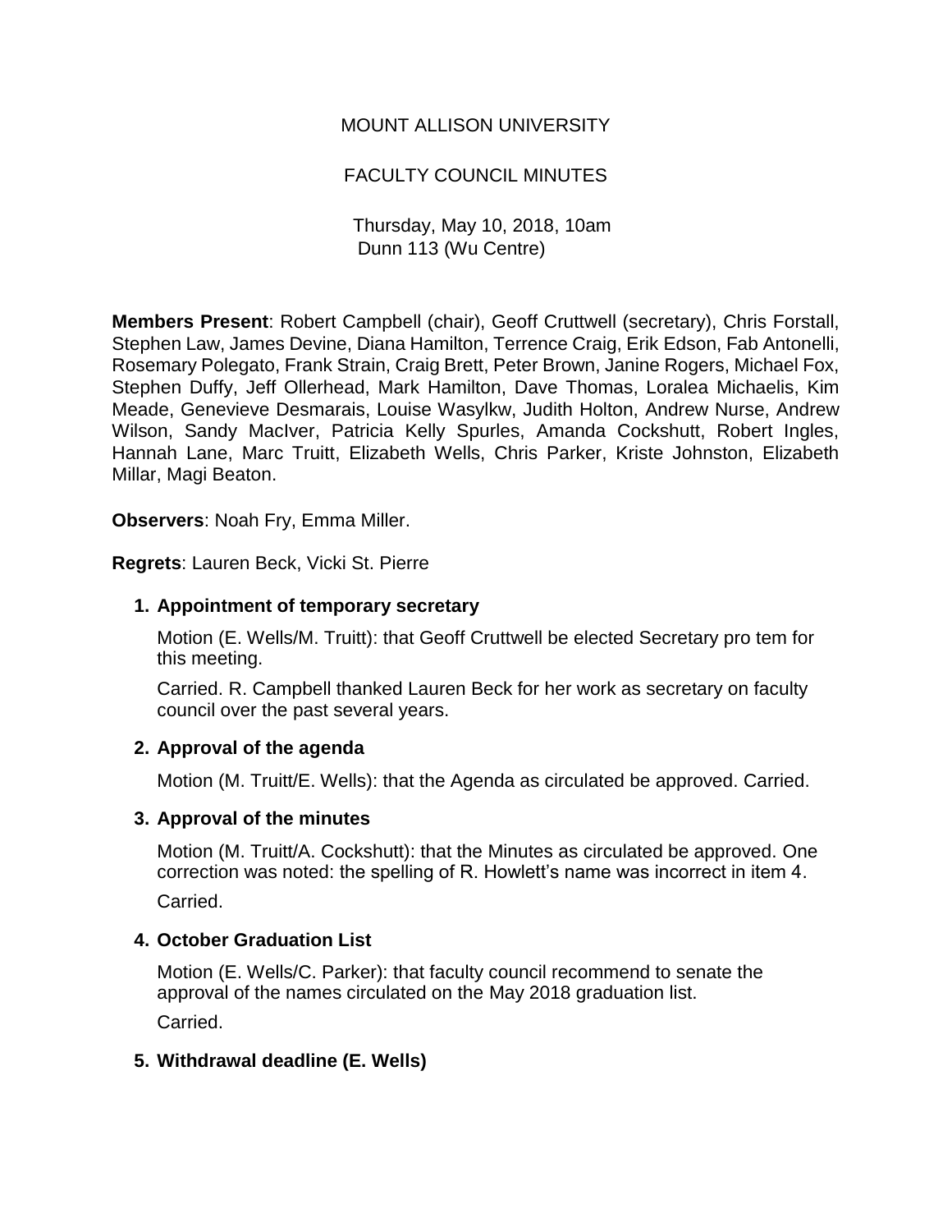# MOUNT ALLISON UNIVERSITY

## FACULTY COUNCIL MINUTES

Thursday, May 10, 2018, 10am
Dunn 113 (Wu Centre)

**Members Present**: Robert Campbell (chair), Geoff Cruttwell (secretary), Chris Forstall, Stephen Law, James Devine, Diana Hamilton, Terrence Craig, Erik Edson, Fab Antonelli, Rosemary Polegato, Frank Strain, Craig Brett, Peter Brown, Janine Rogers, Michael Fox, Stephen Duffy, Jeff Ollerhead, Mark Hamilton, Dave Thomas, Loralea Michaelis, Kim Meade, Genevieve Desmarais, Louise Wasylkw, Judith Holton, Andrew Nurse, Andrew Wilson, Sandy MacIver, Patricia Kelly Spurles, Amanda Cockshutt, Robert Ingles, Hannah Lane, Marc Truitt, Elizabeth Wells, Chris Parker, Kriste Johnston, Elizabeth Millar, Magi Beaton.

**Observers**: Noah Fry, Emma Miller.

**Regrets**: Lauren Beck, Vicki St. Pierre

1. **Appointment of temporary secretary**

   Motion (E. Wells/M. Truitt): that Geoff Cruttwell be elected Secretary pro tem for this meeting.

   Carried. R. Campbell thanked Lauren Beck for her work as secretary on faculty council over the past several years.

2. **Approval of the agenda**

   Motion (M. Truitt/E. Wells): that the Agenda as circulated be approved. Carried.

3. **Approval of the minutes**

   Motion (M. Truitt/A. Cockshutt): that the Minutes as circulated be approved. One correction was noted: the spelling of R. Howlett's name was incorrect in item 4.

   Carried.

4. **October Graduation List**

   Motion (E. Wells/C. Parker): that faculty council recommend to senate the approval of the names circulated on the May 2018 graduation list.

   Carried.

5. **Withdrawal deadline (E. Wells)**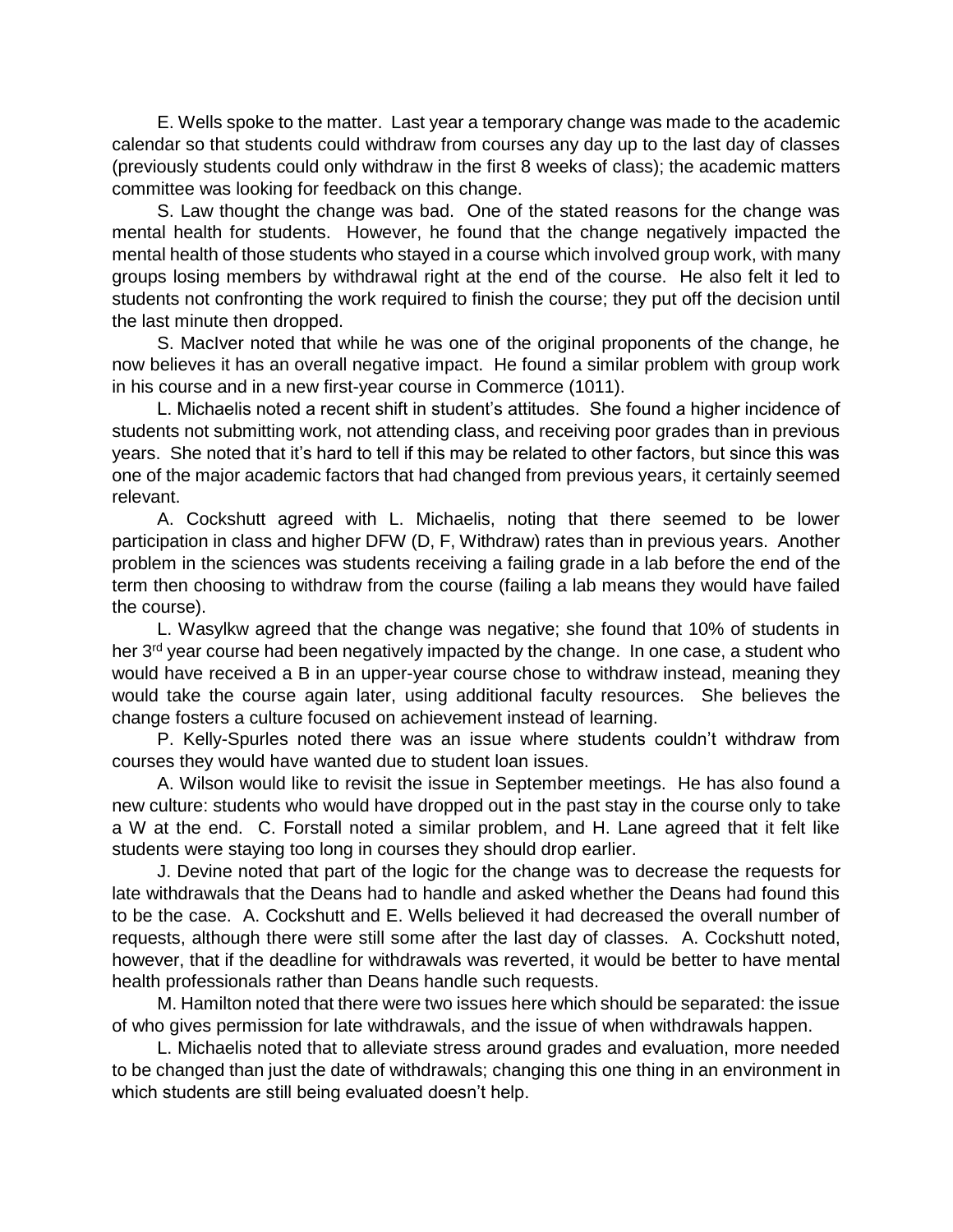E. Wells spoke to the matter. Last year a temporary change was made to the academic calendar so that students could withdraw from courses any day up to the last day of classes (previously students could only withdraw in the first 8 weeks of class); the academic matters committee was looking for feedback on this change.

S. Law thought the change was bad. One of the stated reasons for the change was mental health for students. However, he found that the change negatively impacted the mental health of those students who stayed in a course which involved group work, with many groups losing members by withdrawal right at the end of the course. He also felt it led to students not confronting the work required to finish the course; they put off the decision until the last minute then dropped.

S. MacIver noted that while he was one of the original proponents of the change, he now believes it has an overall negative impact. He found a similar problem with group work in his course and in a new first-year course in Commerce (1011).

L. Michaelis noted a recent shift in student's attitudes. She found a higher incidence of students not submitting work, not attending class, and receiving poor grades than in previous years. She noted that it's hard to tell if this may be related to other factors, but since this was one of the major academic factors that had changed from previous years, it certainly seemed relevant.

A. Cockshutt agreed with L. Michaelis, noting that there seemed to be lower participation in class and higher DFW (D, F, Withdraw) rates than in previous years. Another problem in the sciences was students receiving a failing grade in a lab before the end of the term then choosing to withdraw from the course (failing a lab means they would have failed the course).

L. Wasylkw agreed that the change was negative; she found that 10% of students in her 3rd year course had been negatively impacted by the change. In one case, a student who would have received a B in an upper-year course chose to withdraw instead, meaning they would take the course again later, using additional faculty resources. She believes the change fosters a culture focused on achievement instead of learning.

P. Kelly-Spurles noted there was an issue where students couldn't withdraw from courses they would have wanted due to student loan issues.

A. Wilson would like to revisit the issue in September meetings. He has also found a new culture: students who would have dropped out in the past stay in the course only to take a W at the end. C. Forstall noted a similar problem, and H. Lane agreed that it felt like students were staying too long in courses they should drop earlier.

J. Devine noted that part of the logic for the change was to decrease the requests for late withdrawals that the Deans had to handle and asked whether the Deans had found this to be the case. A. Cockshutt and E. Wells believed it had decreased the overall number of requests, although there were still some after the last day of classes. A. Cockshutt noted, however, that if the deadline for withdrawals was reverted, it would be better to have mental health professionals rather than Deans handle such requests.

M. Hamilton noted that there were two issues here which should be separated: the issue of who gives permission for late withdrawals, and the issue of when withdrawals happen.

L. Michaelis noted that to alleviate stress around grades and evaluation, more needed to be changed than just the date of withdrawals; changing this one thing in an environment in which students are still being evaluated doesn't help.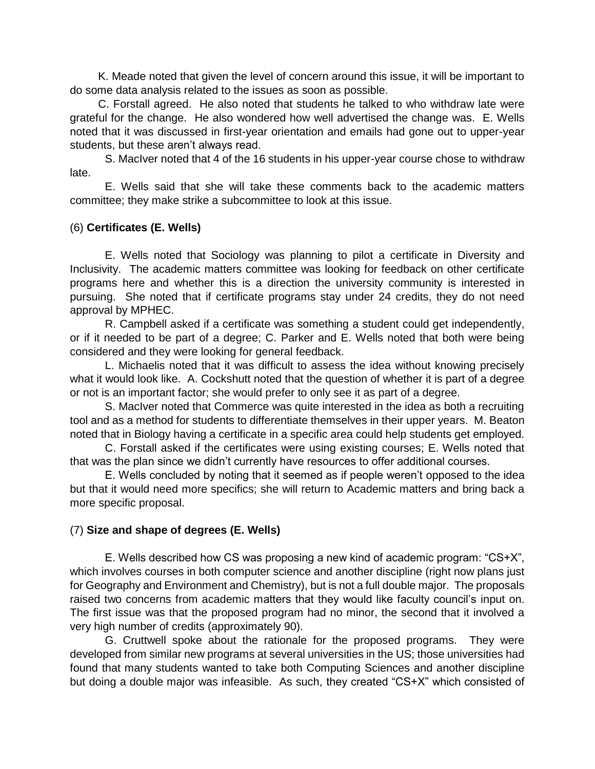K. Meade noted that given the level of concern around this issue, it will be important to do some data analysis related to the issues as soon as possible.

C. Forstall agreed. He also noted that students he talked to who withdraw late were grateful for the change. He also wondered how well advertised the change was. E. Wells noted that it was discussed in first-year orientation and emails had gone out to upper-year students, but these aren't always read.

S. MacIver noted that 4 of the 16 students in his upper-year course chose to withdraw late.

E. Wells said that she will take these comments back to the academic matters committee; they make strike a subcommittee to look at this issue.

(6) **Certificates (E. Wells)**

E. Wells noted that Sociology was planning to pilot a certificate in Diversity and Inclusivity. The academic matters committee was looking for feedback on other certificate programs here and whether this is a direction the university community is interested in pursuing. She noted that if certificate programs stay under 24 credits, they do not need approval by MPHEC.

R. Campbell asked if a certificate was something a student could get independently, or if it needed to be part of a degree; C. Parker and E. Wells noted that both were being considered and they were looking for general feedback.

L. Michaelis noted that it was difficult to assess the idea without knowing precisely what it would look like. A. Cockshutt noted that the question of whether it is part of a degree or not is an important factor; she would prefer to only see it as part of a degree.

S. MacIver noted that Commerce was quite interested in the idea as both a recruiting tool and as a method for students to differentiate themselves in their upper years. M. Beaton noted that in Biology having a certificate in a specific area could help students get employed.

C. Forstall asked if the certificates were using existing courses; E. Wells noted that that was the plan since we didn't currently have resources to offer additional courses.

E. Wells concluded by noting that it seemed as if people weren't opposed to the idea but that it would need more specifics; she will return to Academic matters and bring back a more specific proposal.

(7) **Size and shape of degrees (E. Wells)**

E. Wells described how CS was proposing a new kind of academic program: "CS+X", which involves courses in both computer science and another discipline (right now plans just for Geography and Environment and Chemistry), but is not a full double major. The proposals raised two concerns from academic matters that they would like faculty council's input on. The first issue was that the proposed program had no minor, the second that it involved a very high number of credits (approximately 90).

G. Cruttwell spoke about the rationale for the proposed programs. They were developed from similar new programs at several universities in the US; those universities had found that many students wanted to take both Computing Sciences and another discipline but doing a double major was infeasible. As such, they created "CS+X" which consisted of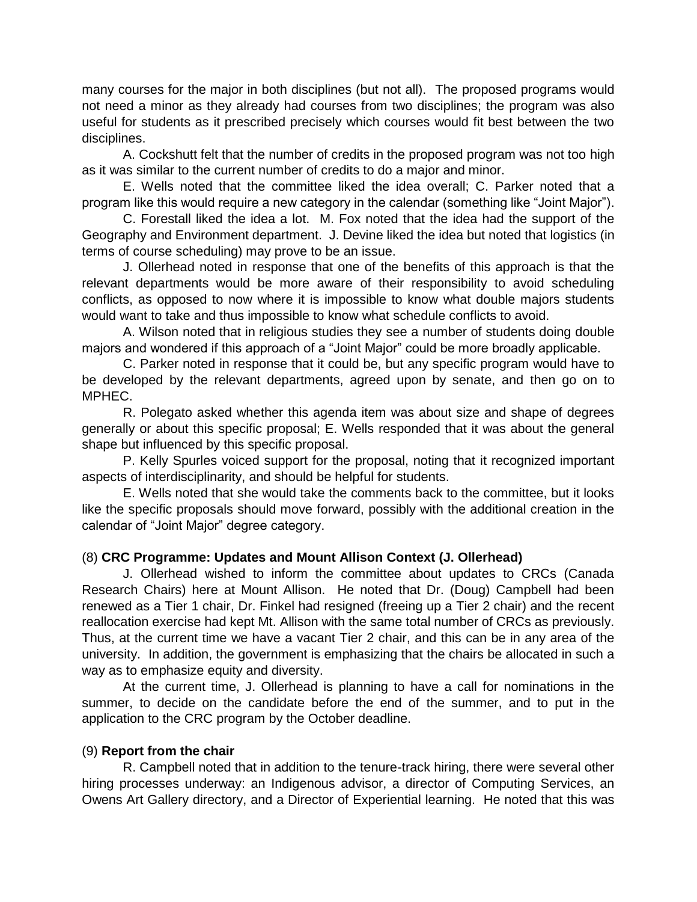many courses for the major in both disciplines (but not all). The proposed programs would not need a minor as they already had courses from two disciplines; the program was also useful for students as it prescribed precisely which courses would fit best between the two disciplines.

A. Cockshutt felt that the number of credits in the proposed program was not too high as it was similar to the current number of credits to do a major and minor.

E. Wells noted that the committee liked the idea overall; C. Parker noted that a program like this would require a new category in the calendar (something like "Joint Major").

C. Forestall liked the idea a lot. M. Fox noted that the idea had the support of the Geography and Environment department. J. Devine liked the idea but noted that logistics (in terms of course scheduling) may prove to be an issue.

J. Ollerhead noted in response that one of the benefits of this approach is that the relevant departments would be more aware of their responsibility to avoid scheduling conflicts, as opposed to now where it is impossible to know what double majors students would want to take and thus impossible to know what schedule conflicts to avoid.

A. Wilson noted that in religious studies they see a number of students doing double majors and wondered if this approach of a "Joint Major" could be more broadly applicable.

C. Parker noted in response that it could be, but any specific program would have to be developed by the relevant departments, agreed upon by senate, and then go on to MPHEC.

R. Polegato asked whether this agenda item was about size and shape of degrees generally or about this specific proposal; E. Wells responded that it was about the general shape but influenced by this specific proposal.

P. Kelly Spurles voiced support for the proposal, noting that it recognized important aspects of interdisciplinarity, and should be helpful for students.

E. Wells noted that she would take the comments back to the committee, but it looks like the specific proposals should move forward, possibly with the additional creation in the calendar of "Joint Major" degree category.

(8) **CRC Programme: Updates and Mount Allison Context (J. Ollerhead)**

J. Ollerhead wished to inform the committee about updates to CRCs (Canada Research Chairs) here at Mount Allison. He noted that Dr. (Doug) Campbell had been renewed as a Tier 1 chair, Dr. Finkel had resigned (freeing up a Tier 2 chair) and the recent reallocation exercise had kept Mt. Allison with the same total number of CRCs as previously. Thus, at the current time we have a vacant Tier 2 chair, and this can be in any area of the university. In addition, the government is emphasizing that the chairs be allocated in such a way as to emphasize equity and diversity.

At the current time, J. Ollerhead is planning to have a call for nominations in the summer, to decide on the candidate before the end of the summer, and to put in the application to the CRC program by the October deadline.

(9) **Report from the chair**

R. Campbell noted that in addition to the tenure-track hiring, there were several other hiring processes underway: an Indigenous advisor, a director of Computing Services, an Owens Art Gallery directory, and a Director of Experiential learning. He noted that this was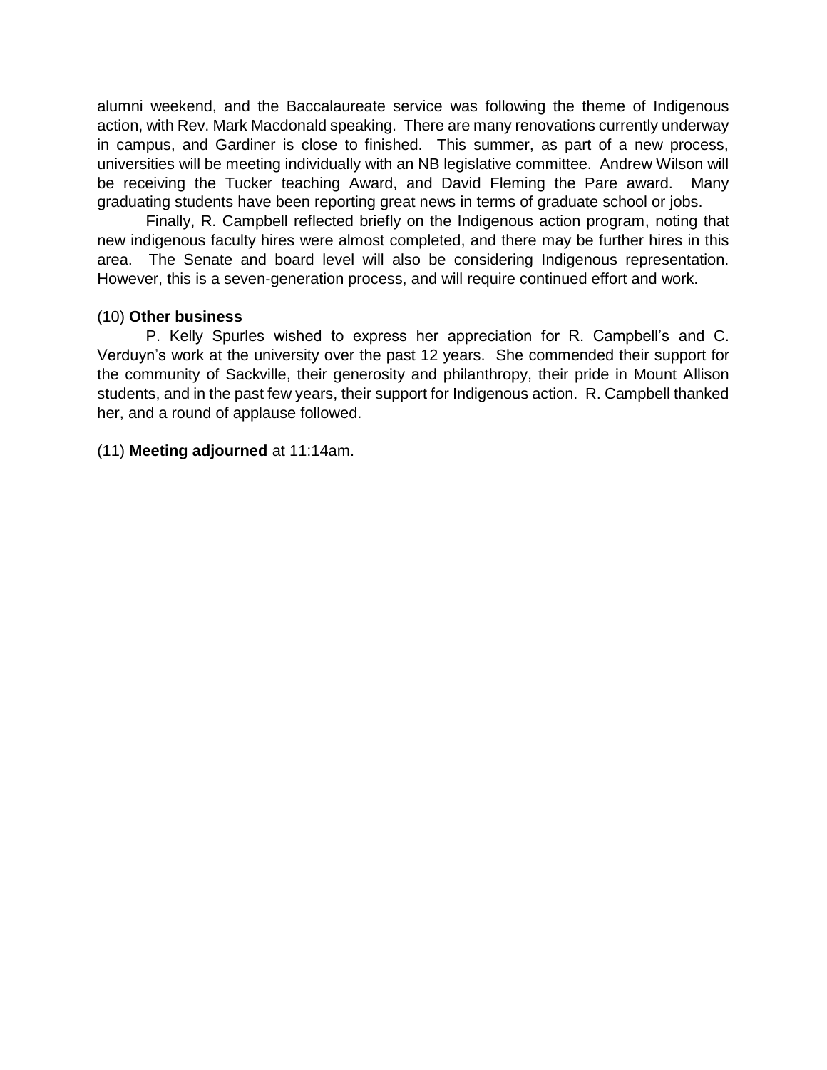alumni weekend, and the Baccalaureate service was following the theme of Indigenous action, with Rev. Mark Macdonald speaking. There are many renovations currently underway in campus, and Gardiner is close to finished. This summer, as part of a new process, universities will be meeting individually with an NB legislative committee. Andrew Wilson will be receiving the Tucker teaching Award, and David Fleming the Pare award. Many graduating students have been reporting great news in terms of graduate school or jobs.

Finally, R. Campbell reflected briefly on the Indigenous action program, noting that new indigenous faculty hires were almost completed, and there may be further hires in this area. The Senate and board level will also be considering Indigenous representation. However, this is a seven-generation process, and will require continued effort and work.

(10) **Other business**

P. Kelly Spurles wished to express her appreciation for R. Campbell's and C. Verduyn's work at the university over the past 12 years. She commended their support for the community of Sackville, their generosity and philanthropy, their pride in Mount Allison students, and in the past few years, their support for Indigenous action. R. Campbell thanked her, and a round of applause followed.

(11) **Meeting adjourned** at 11:14am.